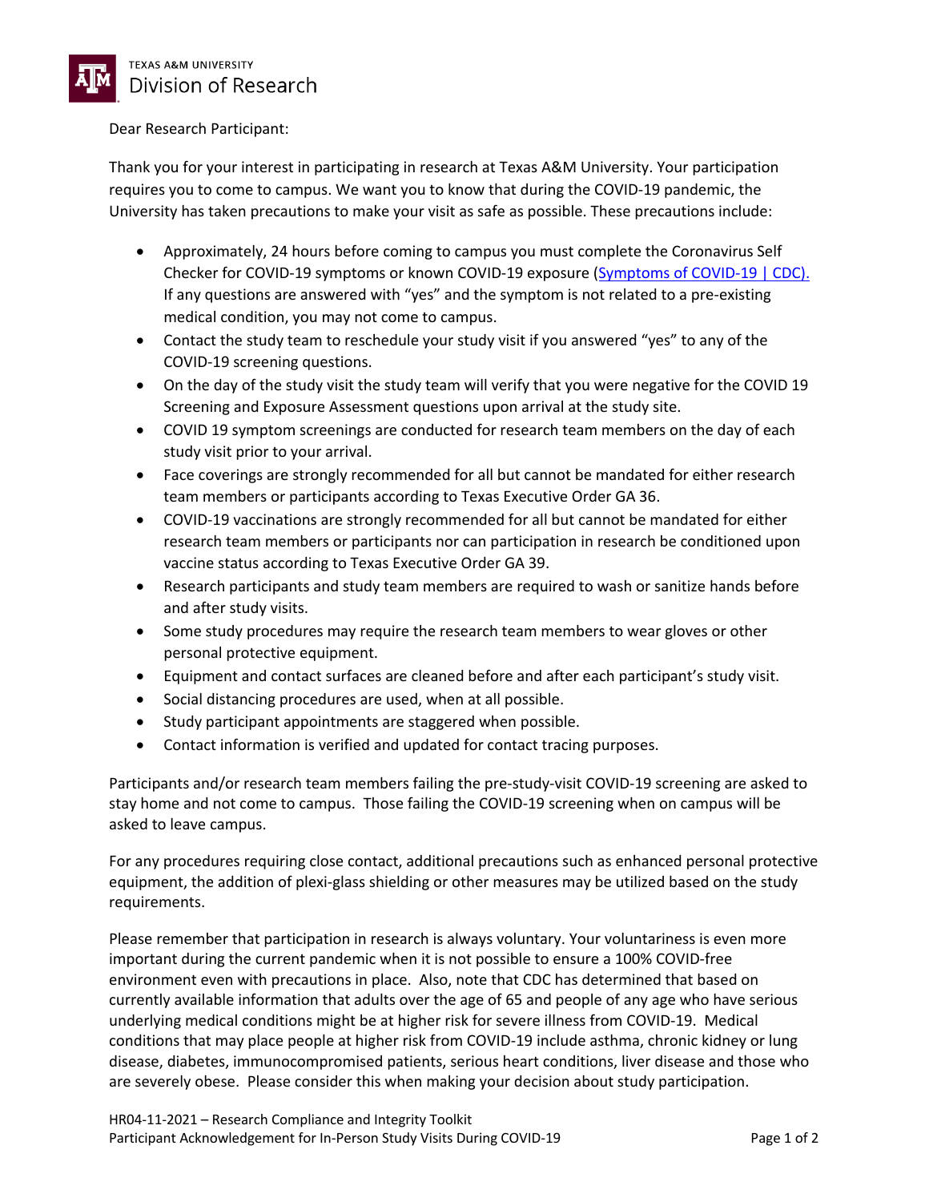TEXAS A&M UNIVERSITY
Division of Research

Dear Research Participant:

Thank you for your interest in participating in research at Texas A&M University. Your participation requires you to come to campus. We want you to know that during the COVID-19 pandemic, the University has taken precautions to make your visit as safe as possible. These precautions include:

- Approximately, 24 hours before coming to campus you must complete the Coronavirus Self Checker for COVID-19 symptoms or known COVID-19 exposure ([Symptoms of COVID-19 | CDC).](#) If any questions are answered with "yes" and the symptom is not related to a pre-existing medical condition, you may not come to campus.
- Contact the study team to reschedule your study visit if you answered "yes" to any of the COVID-19 screening questions.
- On the day of the study visit the study team will verify that you were negative for the COVID 19 Screening and Exposure Assessment questions upon arrival at the study site.
- COVID 19 symptom screenings are conducted for research team members on the day of each study visit prior to your arrival.
- Face coverings are strongly recommended for all but cannot be mandated for either research team members or participants according to Texas Executive Order GA 36.
- COVID-19 vaccinations are strongly recommended for all but cannot be mandated for either research team members or participants nor can participation in research be conditioned upon vaccine status according to Texas Executive Order GA 39.
- Research participants and study team members are required to wash or sanitize hands before and after study visits.
- Some study procedures may require the research team members to wear gloves or other personal protective equipment.
- Equipment and contact surfaces are cleaned before and after each participant's study visit.
- Social distancing procedures are used, when at all possible.
- Study participant appointments are staggered when possible.
- Contact information is verified and updated for contact tracing purposes.

Participants and/or research team members failing the pre-study-visit COVID-19 screening are asked to stay home and not come to campus. Those failing the COVID-19 screening when on campus will be asked to leave campus.

For any procedures requiring close contact, additional precautions such as enhanced personal protective equipment, the addition of plexi-glass shielding or other measures may be utilized based on the study requirements.

Please remember that participation in research is always voluntary. Your voluntariness is even more important during the current pandemic when it is not possible to ensure a 100% COVID-free environment even with precautions in place. Also, note that CDC has determined that based on currently available information that adults over the age of 65 and people of any age who have serious underlying medical conditions might be at higher risk for severe illness from COVID-19. Medical conditions that may place people at higher risk from COVID-19 include asthma, chronic kidney or lung disease, diabetes, immunocompromised patients, serious heart conditions, liver disease and those who are severely obese. Please consider this when making your decision about study participation.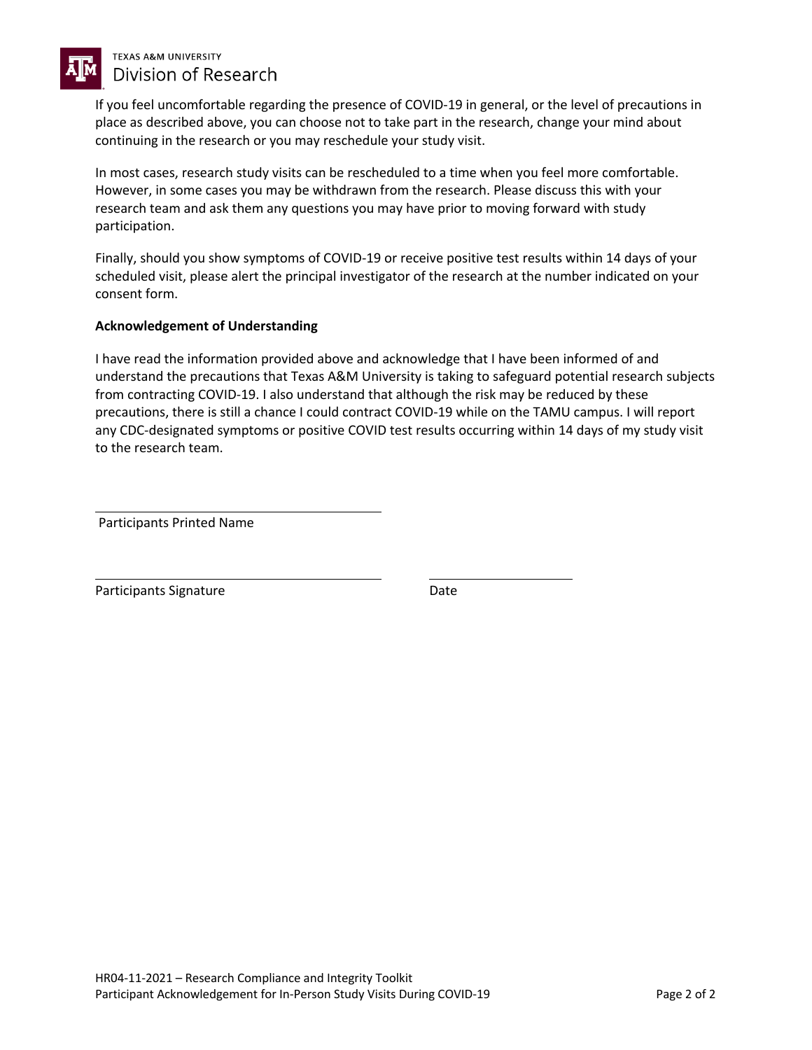If you feel uncomfortable regarding the presence of COVID-19 in general, or the level of precautions in place as described above, you can choose not to take part in the research, change your mind about continuing in the research or you may reschedule your study visit.

In most cases, research study visits can be rescheduled to a time when you feel more comfortable. However, in some cases you may be withdrawn from the research. Please discuss this with your research team and ask them any questions you may have prior to moving forward with study participation.

Finally, should you show symptoms of COVID-19 or receive positive test results within 14 days of your scheduled visit, please alert the principal investigator of the research at the number indicated on your consent form.

**Acknowledgement of Understanding**

I have read the information provided above and acknowledge that I have been informed of and understand the precautions that Texas A&M University is taking to safeguard potential research subjects from contracting COVID-19. I also understand that although the risk may be reduced by these precautions, there is still a chance I could contract COVID-19 while on the TAMU campus. I will report any CDC-designated symptoms or positive COVID test results occurring within 14 days of my study visit to the research team.

\_\_\_\_\_\_\_\_\_\_\_\_\_\_\_\_\_\_\_\_\_\_\_\_\_\_\_\_\_\_\_\_\_\_\_\_

Participants Printed Name

\_\_\_\_\_\_\_\_\_\_\_\_\_\_\_\_\_\_\_\_\_\_\_\_\_\_\_\_\_\_\_\_\_\_\_\_ \_\_\_\_\_\_\_\_\_\_\_\_\_\_\_\_\_\_

Participants Signature Date

HR04-11-2021 – Research Compliance and Integrity Toolkit
Participant Acknowledgement for In-Person Study Visits During COVID-19